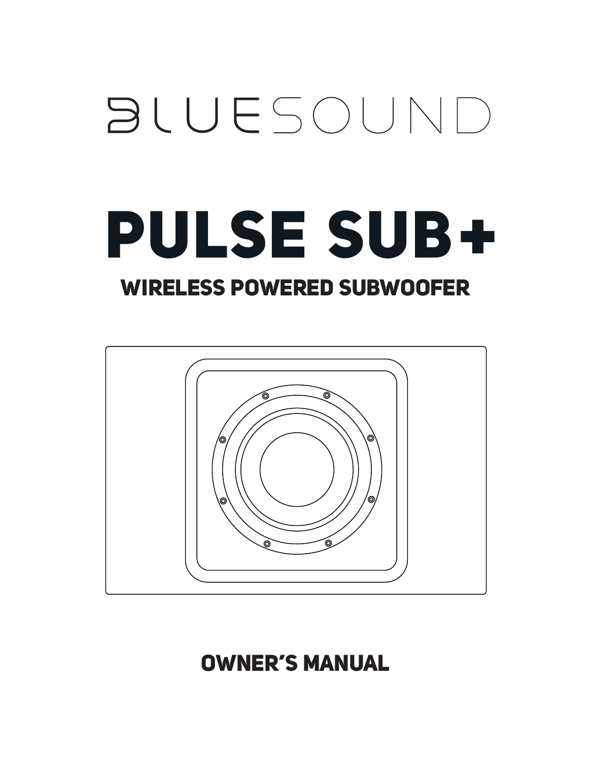BLUESOUND

# PULSE SUB+

## WIRELESS POWERED SUBWOOFER

## OWNER'S MANUAL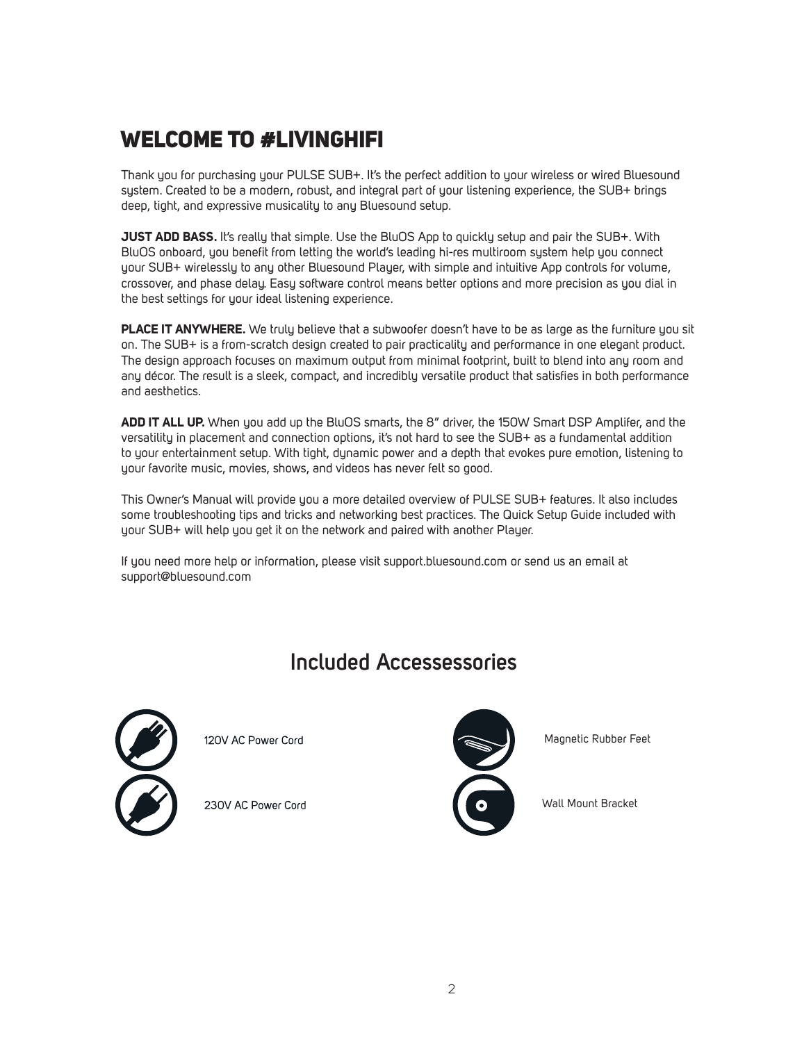# WELCOME TO #LIVINGHIFI

Thank you for purchasing your PULSE SUB+. It's the perfect addition to your wireless or wired Bluesound system. Created to be a modern, robust, and integral part of your listening experience, the SUB+ brings deep, tight, and expressive musicality to any Bluesound setup.

**JUST ADD BASS.** It's really that simple. Use the BluOS App to quickly setup and pair the SUB+. With BluOS onboard, you benefit from letting the world's leading hi-res multiroom system help you connect your SUB+ wirelessly to any other Bluesound Player, with simple and intuitive App controls for volume, crossover, and phase delay. Easy software control means better options and more precision as you dial in the best settings for your ideal listening experience.

**PLACE IT ANYWHERE.** We truly believe that a subwoofer doesn't have to be as large as the furniture you sit on. The SUB+ is a from-scratch design created to pair practicality and performance in one elegant product. The design approach focuses on maximum output from minimal footprint, built to blend into any room and any décor. The result is a sleek, compact, and incredibly versatile product that satisfies in both performance and aesthetics.

**ADD IT ALL UP.** When you add up the BluOS smarts, the 8" driver, the 150W Smart DSP Amplifer, and the versatility in placement and connection options, it's not hard to see the SUB+ as a fundamental addition to your entertainment setup. With tight, dynamic power and a depth that evokes pure emotion, listening to your favorite music, movies, shows, and videos has never felt so good.

This Owner's Manual will provide you a more detailed overview of PULSE SUB+ features. It also includes some troubleshooting tips and tricks and networking best practices. The Quick Setup Guide included with your SUB+ will help you get it on the network and paired with another Player.

If you need more help or information, please visit support.bluesound.com or send us an email at support@bluesound.com

## Included Accessessories

- 120V AC Power Cord
- 230V AC Power Cord
- Magnetic Rubber Feet
- Wall Mount Bracket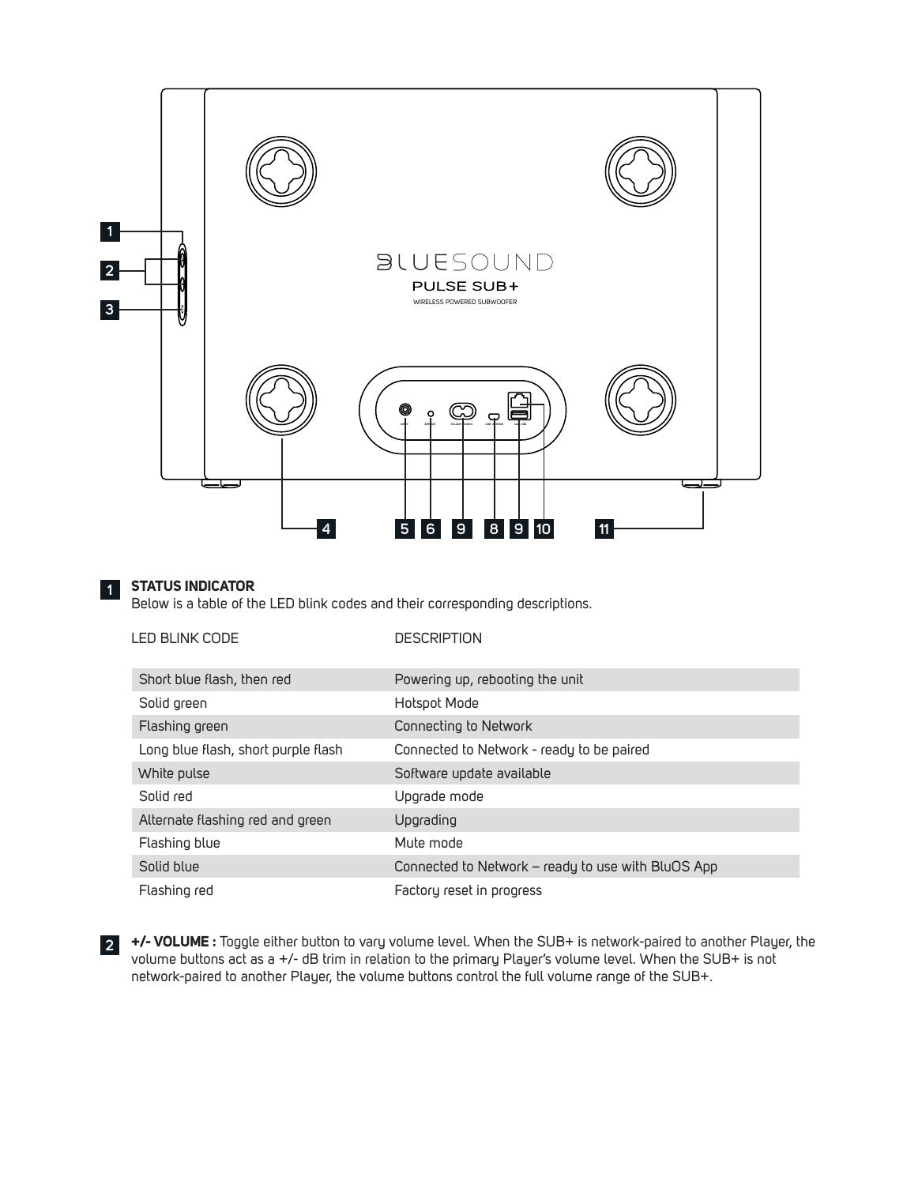## 1 STATUS INDICATOR

Below is a table of the LED blink codes and their corresponding descriptions.

| LED BLINK CODE | DESCRIPTION |
| --- | --- |
| Short blue flash, then red | Powering up, rebooting the unit |
| Solid green | Hotspot Mode |
| Flashing green | Connecting to Network |
| Long blue flash, short purple flash | Connected to Network - ready to be paired |
| White pulse | Software update available |
| Solid red | Upgrade mode |
| Alternate flashing red and green | Upgrading |
| Flashing blue | Mute mode |
| Solid blue | Connected to Network – ready to use with BluOS App |
| Flashing red | Factory reset in progress |

## 2 +/- VOLUME :

Toggle either button to vary volume level. When the SUB+ is network-paired to another Player, the volume buttons act as a +/- dB trim in relation to the primary Player's volume level. When the SUB+ is not network-paired to another Player, the volume buttons control the full volume range of the SUB+.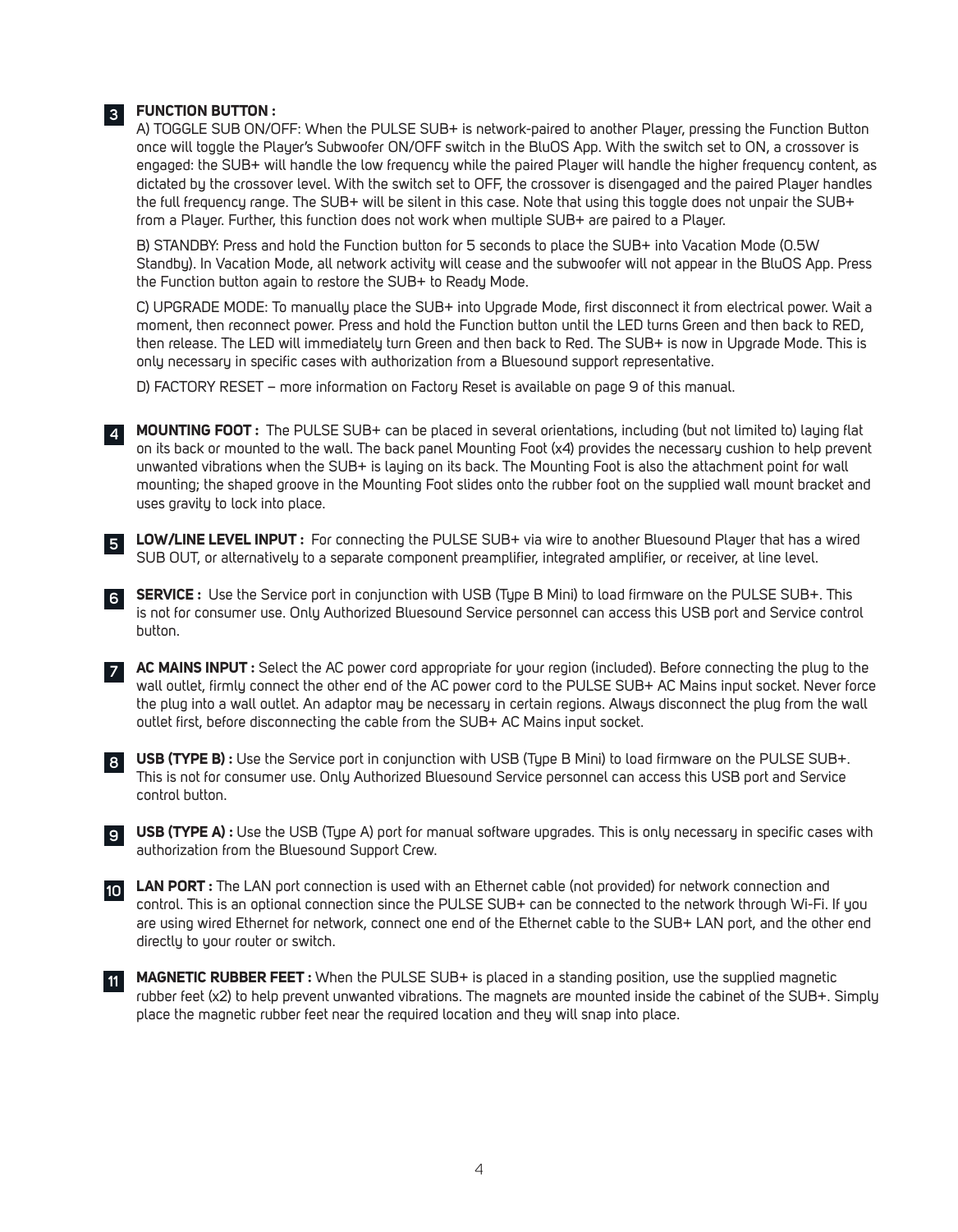**3** **FUNCTION BUTTON :**

A) TOGGLE SUB ON/OFF: When the PULSE SUB+ is network-paired to another Player, pressing the Function Button once will toggle the Player's Subwoofer ON/OFF switch in the BluOS App. With the switch set to ON, a crossover is engaged: the SUB+ will handle the low frequency while the paired Player will handle the higher frequency content, as dictated by the crossover level. With the switch set to OFF, the crossover is disengaged and the paired Player handles the full frequency range. The SUB+ will be silent in this case. Note that using this toggle does not unpair the SUB+ from a Player. Further, this function does not work when multiple SUB+ are paired to a Player.

B) STANDBY: Press and hold the Function button for 5 seconds to place the SUB+ into Vacation Mode (0.5W Standby). In Vacation Mode, all network activity will cease and the subwoofer will not appear in the BluOS App. Press the Function button again to restore the SUB+ to Ready Mode.

C) UPGRADE MODE: To manually place the SUB+ into Upgrade Mode, first disconnect it from electrical power. Wait a moment, then reconnect power. Press and hold the Function button until the LED turns Green and then back to RED, then release. The LED will immediately turn Green and then back to Red. The SUB+ is now in Upgrade Mode. This is only necessary in specific cases with authorization from a Bluesound support representative.

D) FACTORY RESET – more information on Factory Reset is available on page 9 of this manual.

**4** **MOUNTING FOOT :** The PULSE SUB+ can be placed in several orientations, including (but not limited to) laying flat on its back or mounted to the wall. The back panel Mounting Foot (x4) provides the necessary cushion to help prevent unwanted vibrations when the SUB+ is laying on its back. The Mounting Foot is also the attachment point for wall mounting; the shaped groove in the Mounting Foot slides onto the rubber foot on the supplied wall mount bracket and uses gravity to lock into place.

**5** **LOW/LINE LEVEL INPUT :** For connecting the PULSE SUB+ via wire to another Bluesound Player that has a wired SUB OUT, or alternatively to a separate component preamplifier, integrated amplifier, or receiver, at line level.

**6** **SERVICE :** Use the Service port in conjunction with USB (Type B Mini) to load firmware on the PULSE SUB+. This is not for consumer use. Only Authorized Bluesound Service personnel can access this USB port and Service control button.

**7** **AC MAINS INPUT :** Select the AC power cord appropriate for your region (included). Before connecting the plug to the wall outlet, firmly connect the other end of the AC power cord to the PULSE SUB+ AC Mains input socket. Never force the plug into a wall outlet. An adaptor may be necessary in certain regions. Always disconnect the plug from the wall outlet first, before disconnecting the cable from the SUB+ AC Mains input socket.

**8** **USB (TYPE B) :** Use the Service port in conjunction with USB (Type B Mini) to load firmware on the PULSE SUB+. This is not for consumer use. Only Authorized Bluesound Service personnel can access this USB port and Service control button.

**9** **USB (TYPE A) :** Use the USB (Type A) port for manual software upgrades. This is only necessary in specific cases with authorization from the Bluesound Support Crew.

**10** **LAN PORT :** The LAN port connection is used with an Ethernet cable (not provided) for network connection and control. This is an optional connection since the PULSE SUB+ can be connected to the network through Wi-Fi. If you are using wired Ethernet for network, connect one end of the Ethernet cable to the SUB+ LAN port, and the other end directly to your router or switch.

**11** **MAGNETIC RUBBER FEET :** When the PULSE SUB+ is placed in a standing position, use the supplied magnetic rubber feet (x2) to help prevent unwanted vibrations. The magnets are mounted inside the cabinet of the SUB+. Simply place the magnetic rubber feet near the required location and they will snap into place.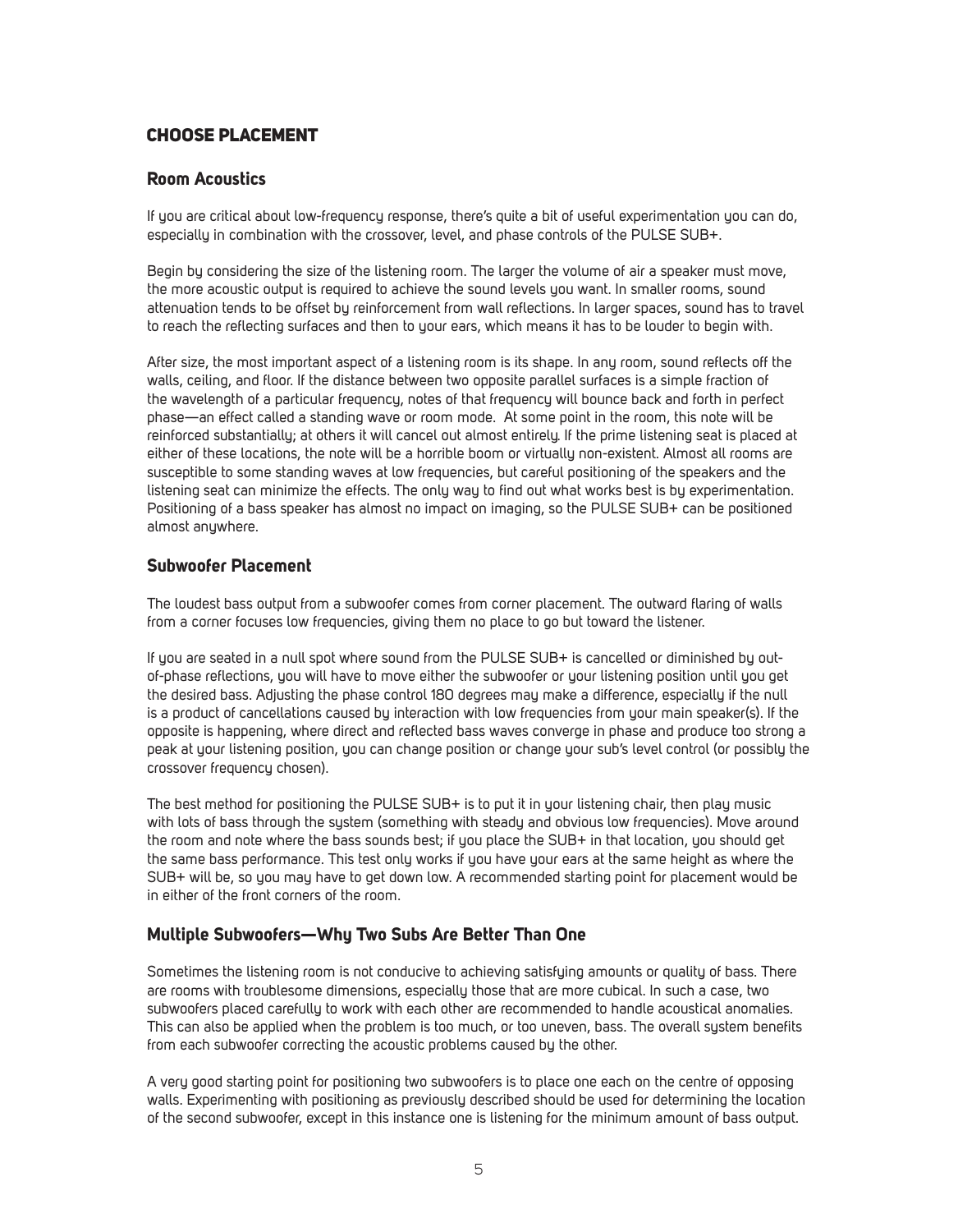## CHOOSE PLACEMENT

### Room Acoustics

If you are critical about low-frequency response, there's quite a bit of useful experimentation you can do, especially in combination with the crossover, level, and phase controls of the PULSE SUB+.

Begin by considering the size of the listening room. The larger the volume of air a speaker must move, the more acoustic output is required to achieve the sound levels you want. In smaller rooms, sound attenuation tends to be offset by reinforcement from wall reflections. In larger spaces, sound has to travel to reach the reflecting surfaces and then to your ears, which means it has to be louder to begin with.

After size, the most important aspect of a listening room is its shape. In any room, sound reflects off the walls, ceiling, and floor. If the distance between two opposite parallel surfaces is a simple fraction of the wavelength of a particular frequency, notes of that frequency will bounce back and forth in perfect phase—an effect called a standing wave or room mode. At some point in the room, this note will be reinforced substantially; at others it will cancel out almost entirely. If the prime listening seat is placed at either of these locations, the note will be a horrible boom or virtually non-existent. Almost all rooms are susceptible to some standing waves at low frequencies, but careful positioning of the speakers and the listening seat can minimize the effects. The only way to find out what works best is by experimentation. Positioning of a bass speaker has almost no impact on imaging, so the PULSE SUB+ can be positioned almost anywhere.

### Subwoofer Placement

The loudest bass output from a subwoofer comes from corner placement. The outward flaring of walls from a corner focuses low frequencies, giving them no place to go but toward the listener.

If you are seated in a null spot where sound from the PULSE SUB+ is cancelled or diminished by out-of-phase reflections, you will have to move either the subwoofer or your listening position until you get the desired bass. Adjusting the phase control 180 degrees may make a difference, especially if the null is a product of cancellations caused by interaction with low frequencies from your main speaker(s). If the opposite is happening, where direct and reflected bass waves converge in phase and produce too strong a peak at your listening position, you can change position or change your sub's level control (or possibly the crossover frequency chosen).

The best method for positioning the PULSE SUB+ is to put it in your listening chair, then play music with lots of bass through the system (something with steady and obvious low frequencies). Move around the room and note where the bass sounds best; if you place the SUB+ in that location, you should get the same bass performance. This test only works if you have your ears at the same height as where the SUB+ will be, so you may have to get down low. A recommended starting point for placement would be in either of the front corners of the room.

### Multiple Subwoofers—Why Two Subs Are Better Than One

Sometimes the listening room is not conducive to achieving satisfying amounts or quality of bass. There are rooms with troublesome dimensions, especially those that are more cubical. In such a case, two subwoofers placed carefully to work with each other are recommended to handle acoustical anomalies. This can also be applied when the problem is too much, or too uneven, bass. The overall system benefits from each subwoofer correcting the acoustic problems caused by the other.

A very good starting point for positioning two subwoofers is to place one each on the centre of opposing walls. Experimenting with positioning as previously described should be used for determining the location of the second subwoofer, except in this instance one is listening for the minimum amount of bass output.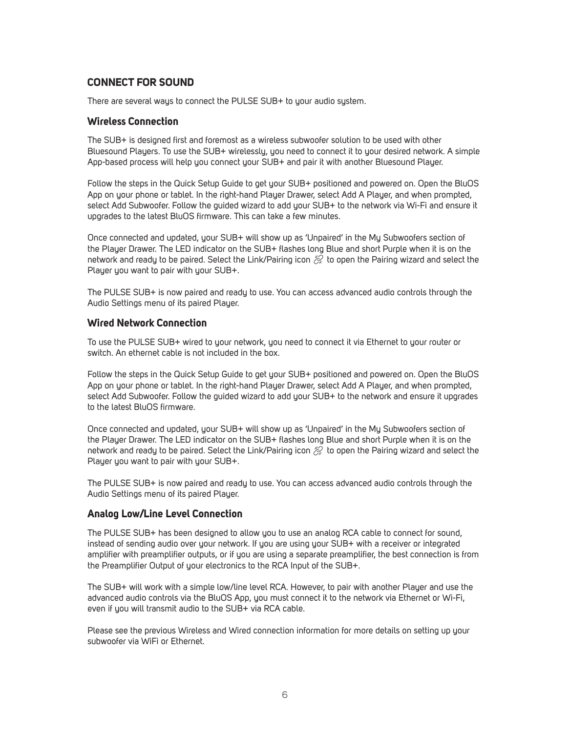## CONNECT FOR SOUND

There are several ways to connect the PULSE SUB+ to your audio system.

### Wireless Connection

The SUB+ is designed first and foremost as a wireless subwoofer solution to be used with other Bluesound Players. To use the SUB+ wirelessly, you need to connect it to your desired network. A simple App-based process will help you connect your SUB+ and pair it with another Bluesound Player.

Follow the steps in the Quick Setup Guide to get your SUB+ positioned and powered on. Open the BluOS App on your phone or tablet. In the right-hand Player Drawer, select Add A Player, and when prompted, select Add Subwoofer. Follow the guided wizard to add your SUB+ to the network via Wi-Fi and ensure it upgrades to the latest BluOS firmware. This can take a few minutes.

Once connected and updated, your SUB+ will show up as 'Unpaired' in the My Subwoofers section of the Player Drawer. The LED indicator on the SUB+ flashes long Blue and short Purple when it is on the network and ready to be paired. Select the Link/Pairing icon to open the Pairing wizard and select the Player you want to pair with your SUB+.

The PULSE SUB+ is now paired and ready to use. You can access advanced audio controls through the Audio Settings menu of its paired Player.

### Wired Network Connection

To use the PULSE SUB+ wired to your network, you need to connect it via Ethernet to your router or switch. An ethernet cable is not included in the box.

Follow the steps in the Quick Setup Guide to get your SUB+ positioned and powered on. Open the BluOS App on your phone or tablet. In the right-hand Player Drawer, select Add A Player, and when prompted, select Add Subwoofer. Follow the guided wizard to add your SUB+ to the network and ensure it upgrades to the latest BluOS firmware.

Once connected and updated, your SUB+ will show up as 'Unpaired' in the My Subwoofers section of the Player Drawer. The LED indicator on the SUB+ flashes long Blue and short Purple when it is on the network and ready to be paired. Select the Link/Pairing icon to open the Pairing wizard and select the Player you want to pair with your SUB+.

The PULSE SUB+ is now paired and ready to use. You can access advanced audio controls through the Audio Settings menu of its paired Player.

### Analog Low/Line Level Connection

The PULSE SUB+ has been designed to allow you to use an analog RCA cable to connect for sound, instead of sending audio over your network. If you are using your SUB+ with a receiver or integrated amplifier with preamplifier outputs, or if you are using a separate preamplifier, the best connection is from the Preamplifier Output of your electronics to the RCA Input of the SUB+.

The SUB+ will work with a simple low/line level RCA. However, to pair with another Player and use the advanced audio controls via the BluOS App, you must connect it to the network via Ethernet or Wi-Fi, even if you will transmit audio to the SUB+ via RCA cable.

Please see the previous Wireless and Wired connection information for more details on setting up your subwoofer via WiFi or Ethernet.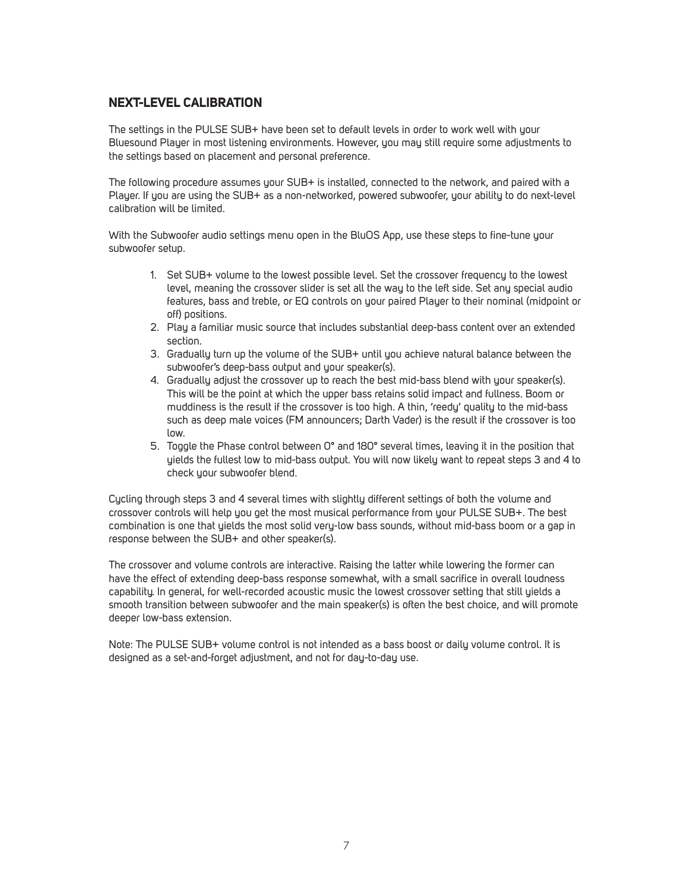## NEXT-LEVEL CALIBRATION

The settings in the PULSE SUB+ have been set to default levels in order to work well with your Bluesound Player in most listening environments. However, you may still require some adjustments to the settings based on placement and personal preference.

The following procedure assumes your SUB+ is installed, connected to the network, and paired with a Player. If you are using the SUB+ as a non-networked, powered subwoofer, your ability to do next-level calibration will be limited.

With the Subwoofer audio settings menu open in the BluOS App, use these steps to fine-tune your subwoofer setup.

1. Set SUB+ volume to the lowest possible level. Set the crossover frequency to the lowest level, meaning the crossover slider is set all the way to the left side. Set any special audio features, bass and treble, or EQ controls on your paired Player to their nominal (midpoint or off) positions.
2. Play a familiar music source that includes substantial deep-bass content over an extended section.
3. Gradually turn up the volume of the SUB+ until you achieve natural balance between the subwoofer's deep-bass output and your speaker(s).
4. Gradually adjust the crossover up to reach the best mid-bass blend with your speaker(s). This will be the point at which the upper bass retains solid impact and fullness. Boom or muddiness is the result if the crossover is too high. A thin, 'reedy' quality to the mid-bass such as deep male voices (FM announcers; Darth Vader) is the result if the crossover is too low.
5. Toggle the Phase control between 0° and 180° several times, leaving it in the position that yields the fullest low to mid-bass output. You will now likely want to repeat steps 3 and 4 to check your subwoofer blend.

Cycling through steps 3 and 4 several times with slightly different settings of both the volume and crossover controls will help you get the most musical performance from your PULSE SUB+. The best combination is one that yields the most solid very-low bass sounds, without mid-bass boom or a gap in response between the SUB+ and other speaker(s).

The crossover and volume controls are interactive. Raising the latter while lowering the former can have the effect of extending deep-bass response somewhat, with a small sacrifice in overall loudness capability. In general, for well-recorded acoustic music the lowest crossover setting that still yields a smooth transition between subwoofer and the main speaker(s) is often the best choice, and will promote deeper low-bass extension.

Note: The PULSE SUB+ volume control is not intended as a bass boost or daily volume control. It is designed as a set-and-forget adjustment, and not for day-to-day use.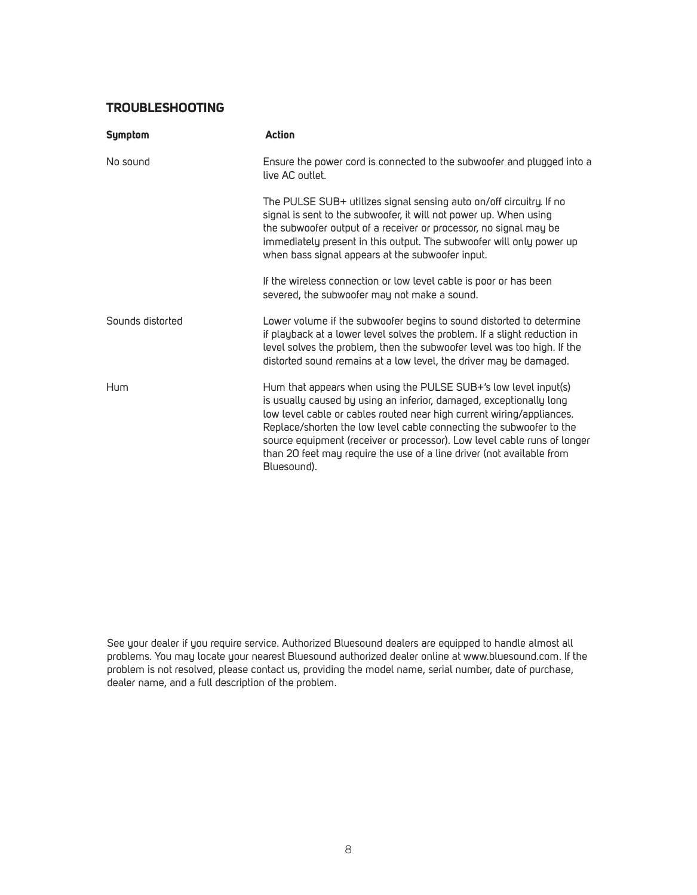## TROUBLESHOOTING

| Symptom | Action |
|---|---|
| No sound | Ensure the power cord is connected to the subwoofer and plugged into a live AC outlet.<br><br>The PULSE SUB+ utilizes signal sensing auto on/off circuitry. If no signal is sent to the subwoofer, it will not power up. When using the subwoofer output of a receiver or processor, no signal may be immediately present in this output. The subwoofer will only power up when bass signal appears at the subwoofer input.<br><br>If the wireless connection or low level cable is poor or has been severed, the subwoofer may not make a sound. |
| Sounds distorted | Lower volume if the subwoofer begins to sound distorted to determine if playback at a lower level solves the problem. If a slight reduction in level solves the problem, then the subwoofer level was too high. If the distorted sound remains at a low level, the driver may be damaged. |
| Hum | Hum that appears when using the PULSE SUB+'s low level input(s) is usually caused by using an inferior, damaged, exceptionally long low level cable or cables routed near high current wiring/appliances. Replace/shorten the low level cable connecting the subwoofer to the source equipment (receiver or processor). Low level cable runs of longer than 20 feet may require the use of a line driver (not available from Bluesound). |

See your dealer if you require service. Authorized Bluesound dealers are equipped to handle almost all problems. You may locate your nearest Bluesound authorized dealer online at www.bluesound.com. If the problem is not resolved, please contact us, providing the model name, serial number, date of purchase, dealer name, and a full description of the problem.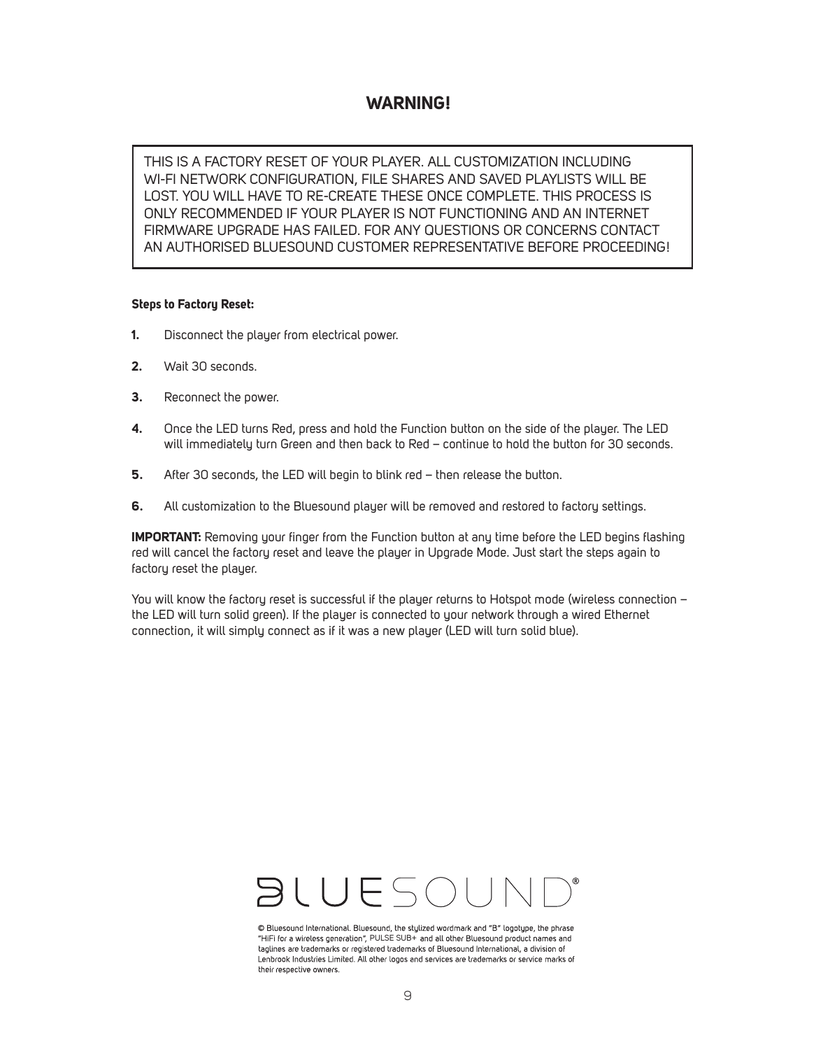## WARNING!

THIS IS A FACTORY RESET OF YOUR PLAYER. ALL CUSTOMIZATION INCLUDING WI-FI NETWORK CONFIGURATION, FILE SHARES AND SAVED PLAYLISTS WILL BE LOST. YOU WILL HAVE TO RE-CREATE THESE ONCE COMPLETE. THIS PROCESS IS ONLY RECOMMENDED IF YOUR PLAYER IS NOT FUNCTIONING AND AN INTERNET FIRMWARE UPGRADE HAS FAILED. FOR ANY QUESTIONS OR CONCERNS CONTACT AN AUTHORISED BLUESOUND CUSTOMER REPRESENTATIVE BEFORE PROCEEDING!

**Steps to Factory Reset:**

1. Disconnect the player from electrical power.
2. Wait 30 seconds.
3. Reconnect the power.
4. Once the LED turns Red, press and hold the Function button on the side of the player. The LED will immediately turn Green and then back to Red – continue to hold the button for 30 seconds.
5. After 30 seconds, the LED will begin to blink red – then release the button.
6. All customization to the Bluesound player will be removed and restored to factory settings.

**IMPORTANT:** Removing your finger from the Function button at any time before the LED begins flashing red will cancel the factory reset and leave the player in Upgrade Mode. Just start the steps again to factory reset the player.

You will know the factory reset is successful if the player returns to Hotspot mode (wireless connection – the LED will turn solid green). If the player is connected to your network through a wired Ethernet connection, it will simply connect as if it was a new player (LED will turn solid blue).

BLUESOUND®

© Bluesound International. Bluesound, the stylized wordmark and "B" logotype, the phrase "HiFi for a wireless generation", PULSE SUB+ and all other Bluesound product names and taglines are trademarks or registered trademarks of Bluesound International, a division of Lenbrook Industries Limited. All other logos and services are trademarks or service marks of their respective owners.